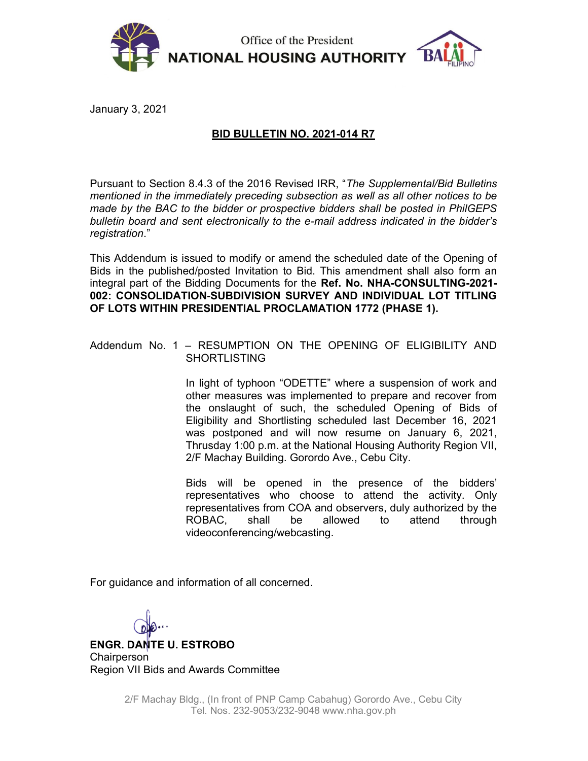Office of the President

**NATIONAL HOUSING AUTHORITY**

January 3, 2021

**BID BULLETIN NO. 2021-014 R7**

Pursuant to Section 8.4.3 of the 2016 Revised IRR, "*The Supplemental/Bid Bulletins mentioned in the immediately preceding subsection as well as all other notices to be made by the BAC to the bidder or prospective bidders shall be posted in PhilGEPS bulletin board and sent electronically to the e-mail address indicated in the bidder's registration*."

This Addendum is issued to modify or amend the scheduled date of the Opening of Bids in the published/posted Invitation to Bid. This amendment shall also form an integral part of the Bidding Documents for the **Ref. No. NHA-CONSULTING-2021-002: CONSOLIDATION-SUBDIVISION SURVEY AND INDIVIDUAL LOT TITLING OF LOTS WITHIN PRESIDENTIAL PROCLAMATION 1772 (PHASE 1).**

Addendum No. 1 – RESUMPTION ON THE OPENING OF ELIGIBILITY AND SHORTLISTING

In light of typhoon "ODETTE" where a suspension of work and other measures was implemented to prepare and recover from the onslaught of such, the scheduled Opening of Bids of Eligibility and Shortlisting scheduled last December 16, 2021 was postponed and will now resume on January 6, 2021, Thrusday 1:00 p.m. at the National Housing Authority Region VII, 2/F Machay Building. Gorordo Ave., Cebu City.

Bids will be opened in the presence of the bidders' representatives who choose to attend the activity. Only representatives from COA and observers, duly authorized by the ROBAC, shall be allowed to attend through videoconferencing/webcasting.

For guidance and information of all concerned.

**ENGR. DANTE U. ESTROBO**
Chairperson
Region VII Bids and Awards Committee

2/F Machay Bldg., (In front of PNP Camp Cabahug) Gorordo Ave., Cebu City
Tel. Nos. 232-9053/232-9048 www.nha.gov.ph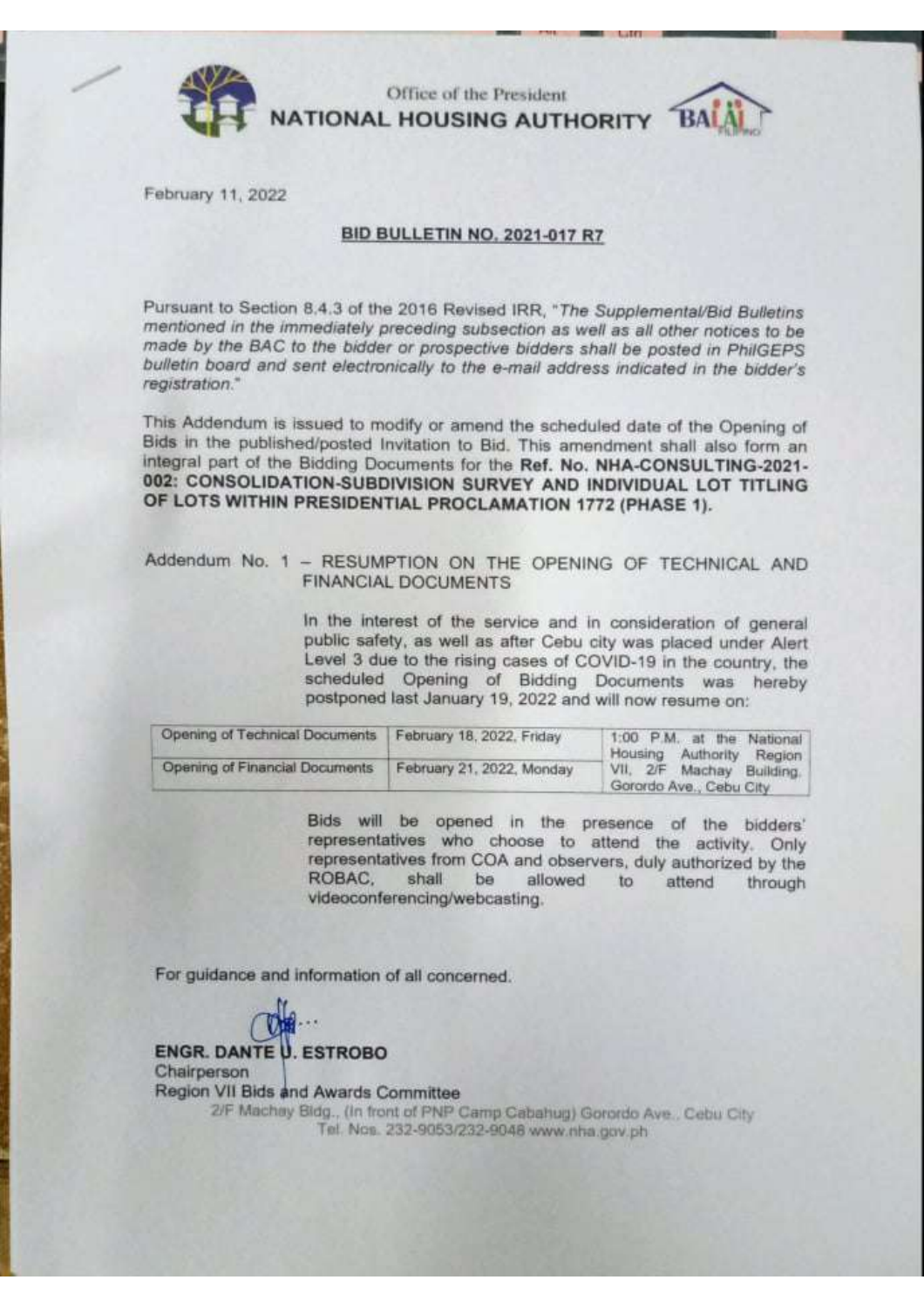Office of the President
**NATIONAL HOUSING AUTHORITY**

February 11, 2022

**BID BULLETIN NO. 2021-017 R7**

Pursuant to Section 8.4.3 of the 2016 Revised IRR, "*The Supplemental/Bid Bulletins mentioned in the immediately preceding subsection as well as all other notices to be made by the BAC to the bidder or prospective bidders shall be posted in PhilGEPS bulletin board and sent electronically to the e-mail address indicated in the bidder's registration.*"

This Addendum is issued to modify or amend the scheduled date of the Opening of Bids in the published/posted Invitation to Bid. This amendment shall also form an integral part of the Bidding Documents for the **Ref. No. NHA-CONSULTING-2021-002: CONSOLIDATION-SUBDIVISION SURVEY AND INDIVIDUAL LOT TITLING OF LOTS WITHIN PRESIDENTIAL PROCLAMATION 1772 (PHASE 1).**

Addendum No. 1 – RESUMPTION ON THE OPENING OF TECHNICAL AND FINANCIAL DOCUMENTS

In the interest of the service and in consideration of general public safety, as well as after Cebu city was placed under Alert Level 3 due to the rising cases of COVID-19 in the country, the scheduled Opening of Bidding Documents was hereby postponed last January 19, 2022 and will now resume on:

| | | |
|---|---|---|
| Opening of Technical Documents | February 18, 2022, Friday | 1:00 P.M. at the National Housing Authority Region VII, 2/F Machay Building, Gorordo Ave., Cebu City |
| Opening of Financial Documents | February 21, 2022, Monday | |

Bids will be opened in the presence of the bidders' representatives who choose to attend the activity. Only representatives from COA and observers, duly authorized by the ROBAC, shall be allowed to attend through videoconferencing/webcasting.

For guidance and information of all concerned.

**ENGR. DANTE U. ESTROBO**
Chairperson
Region VII Bids and Awards Committee

2/F Machay Bldg., (In front of PNP Camp Cabahug) Gorordo Ave., Cebu City
Tel. Nos. 232-9053/232-9048 www.nha.gov.ph